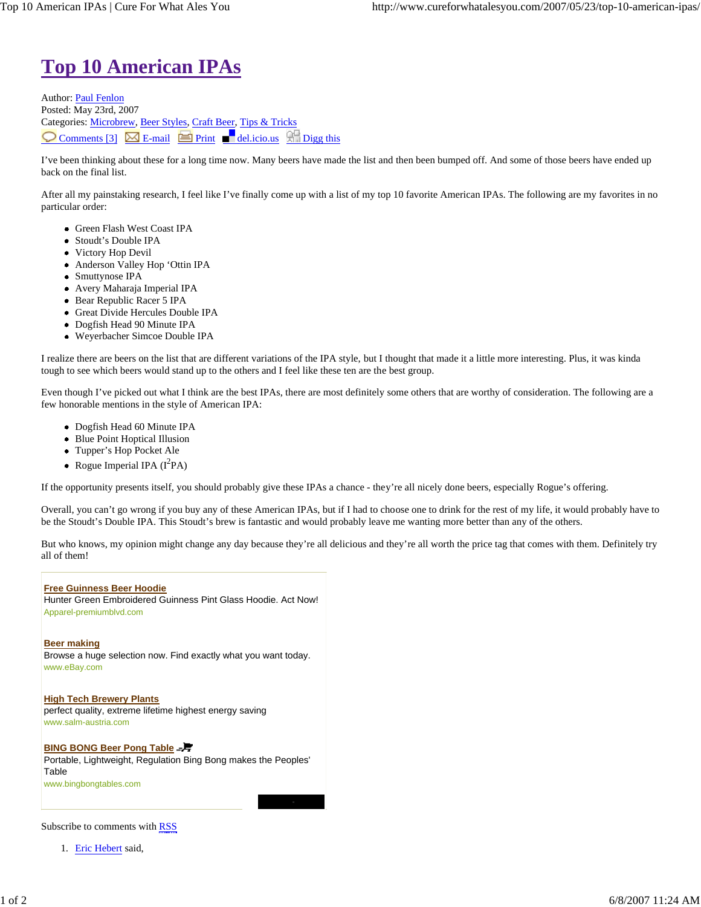# Top 10 American IPAs

Author: Paul Fenlon
Posted: May 23rd, 2007
Categories: Microbrew, Beer Styles, Craft Beer, Tips & Tricks
Comments [3] E-mail Print del.icio.us Digg this

I've been thinking about these for a long time now. Many beers have made the list and then been bumped off. And some of those beers have ended up back on the final list.

After all my painstaking research, I feel like I've finally come up with a list of my top 10 favorite American IPAs. The following are my favorites in no particular order:

- Green Flash West Coast IPA
- Stoudt's Double IPA
- Victory Hop Devil
- Anderson Valley Hop 'Ottin IPA
- Smuttynose IPA
- Avery Maharaja Imperial IPA
- Bear Republic Racer 5 IPA
- Great Divide Hercules Double IPA
- Dogfish Head 90 Minute IPA
- Weyerbacher Simcoe Double IPA

I realize there are beers on the list that are different variations of the IPA style, but I thought that made it a little more interesting. Plus, it was kinda tough to see which beers would stand up to the others and I feel like these ten are the best group.

Even though I've picked out what I think are the best IPAs, there are most definitely some others that are worthy of consideration. The following are a few honorable mentions in the style of American IPA:

- Dogfish Head 60 Minute IPA
- Blue Point Hoptical Illusion
- Tupper's Hop Pocket Ale
- Rogue Imperial IPA ($I^2PA$)

If the opportunity presents itself, you should probably give these IPAs a chance - they're all nicely done beers, especially Rogue's offering.

Overall, you can't go wrong if you buy any of these American IPAs, but if I had to choose one to drink for the rest of my life, it would probably have to be the Stoudt's Double IPA. This Stoudt's brew is fantastic and would probably leave me wanting more better than any of the others.

But who knows, my opinion might change any day because they're all delicious and they're all worth the price tag that comes with them. Definitely try all of them!

**Free Guinness Beer Hoodie**
Hunter Green Embroidered Guinness Pint Glass Hoodie. Act Now!
Apparel-premiumblvd.com

**Beer making**
Browse a huge selection now. Find exactly what you want today.
www.eBay.com

**High Tech Brewery Plants**
perfect quality, extreme lifetime highest energy saving
www.salm-austria.com

**BING BONG Beer Pong Table**
Portable, Lightweight, Regulation Bing Bong makes the Peoples' Table
www.bingbongtables.com

Subscribe to comments with RSS

1. Eric Hebert said,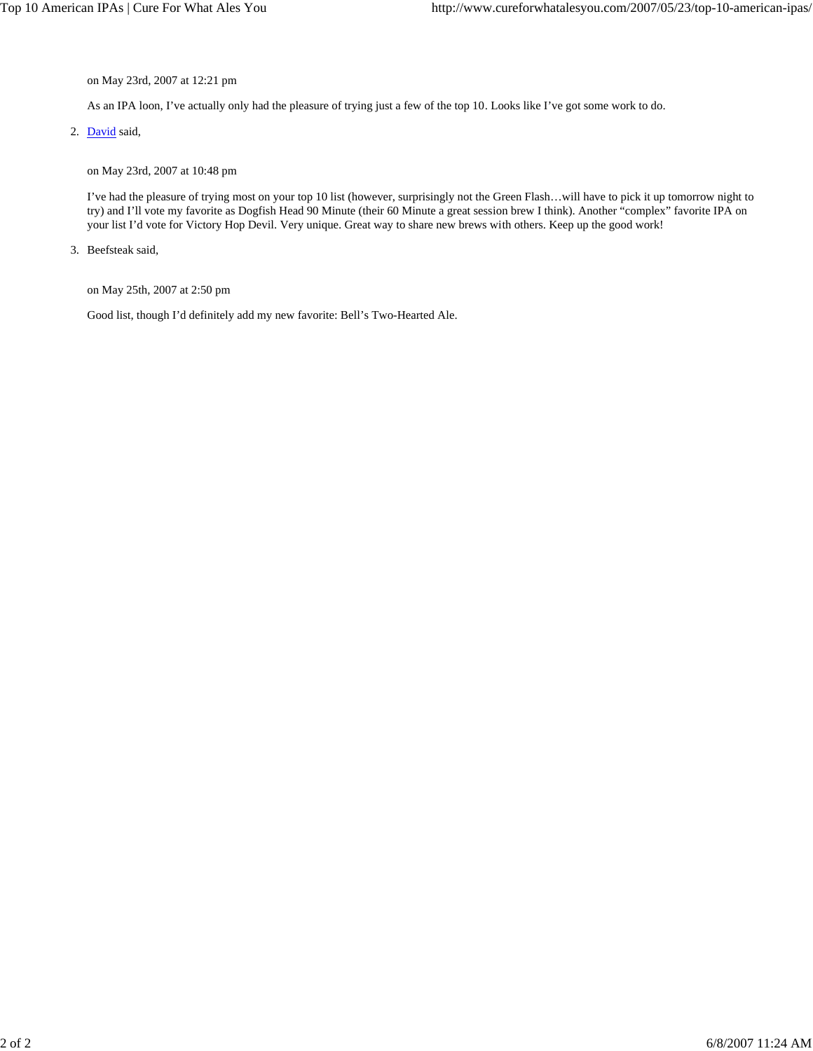on May 23rd, 2007 at 12:21 pm

As an IPA loon, I've actually only had the pleasure of trying just a few of the top 10. Looks like I've got some work to do.

2. David said,

   on May 23rd, 2007 at 10:48 pm

   I've had the pleasure of trying most on your top 10 list (however, surprisingly not the Green Flash…will have to pick it up tomorrow night to try) and I'll vote my favorite as Dogfish Head 90 Minute (their 60 Minute a great session brew I think). Another "complex" favorite IPA on your list I'd vote for Victory Hop Devil. Very unique. Great way to share new brews with others. Keep up the good work!

3. Beefsteak said,

   on May 25th, 2007 at 2:50 pm

   Good list, though I'd definitely add my new favorite: Bell's Two-Hearted Ale.